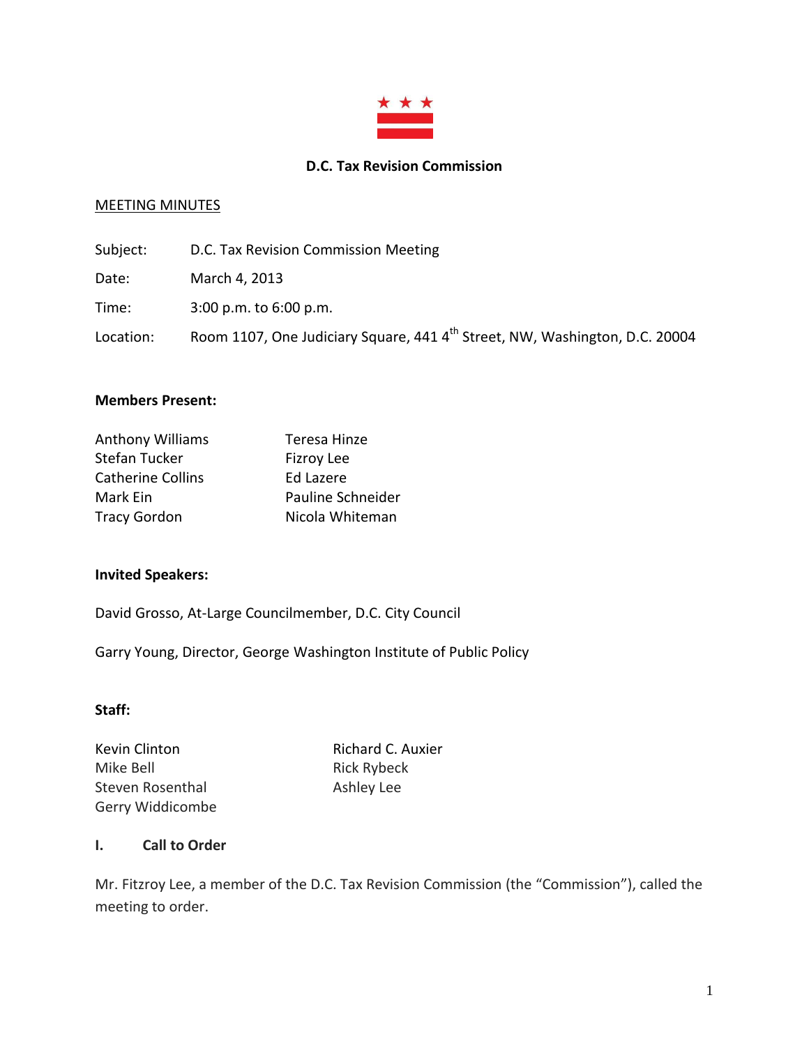**D.C. Tax Revision Commission**

MEETING MINUTES

Subject: D.C. Tax Revision Commission Meeting

Date: March 4, 2013

Time: 3:00 p.m. to 6:00 p.m.

Location: Room 1107, One Judiciary Square, 441 4th Street, NW, Washington, D.C. 20004

**Members Present:**

| | |
|---|---|
| Anthony Williams | Teresa Hinze |
| Stefan Tucker | Fizroy Lee |
| Catherine Collins | Ed Lazere |
| Mark Ein | Pauline Schneider |
| Tracy Gordon | Nicola Whiteman |

**Invited Speakers:**

David Grosso, At-Large Councilmember, D.C. City Council

Garry Young, Director, George Washington Institute of Public Policy

**Staff:**

| | |
|---|---|
| Kevin Clinton | Richard C. Auxier |
| Mike Bell | Rick Rybeck |
| Steven Rosenthal | Ashley Lee |
| Gerry Widdicombe | |

## I. Call to Order

Mr. Fitzroy Lee, a member of the D.C. Tax Revision Commission (the "Commission"), called the meeting to order.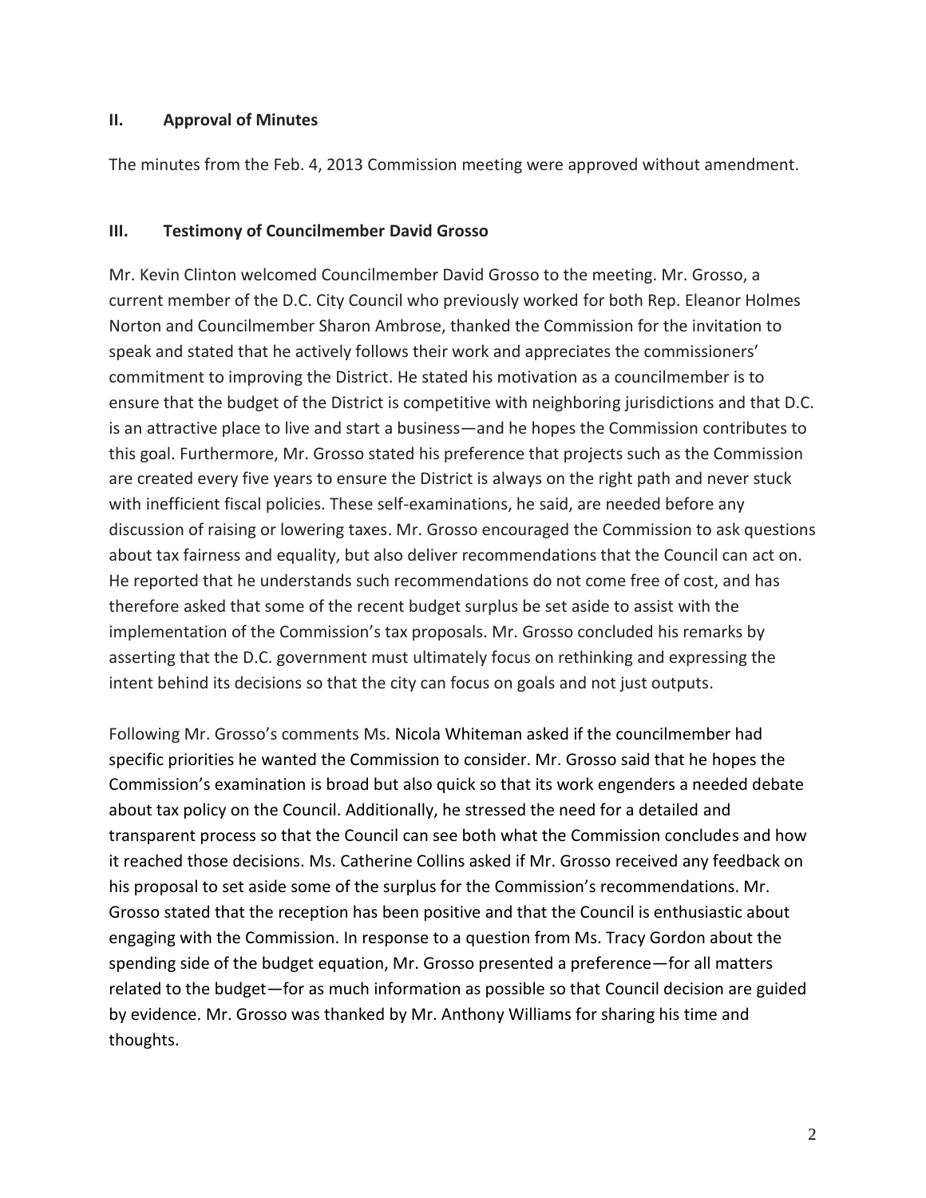## II. Approval of Minutes

The minutes from the Feb. 4, 2013 Commission meeting were approved without amendment.

## III. Testimony of Councilmember David Grosso

Mr. Kevin Clinton welcomed Councilmember David Grosso to the meeting. Mr. Grosso, a current member of the D.C. City Council who previously worked for both Rep. Eleanor Holmes Norton and Councilmember Sharon Ambrose, thanked the Commission for the invitation to speak and stated that he actively follows their work and appreciates the commissioners' commitment to improving the District. He stated his motivation as a councilmember is to ensure that the budget of the District is competitive with neighboring jurisdictions and that D.C. is an attractive place to live and start a business—and he hopes the Commission contributes to this goal. Furthermore, Mr. Grosso stated his preference that projects such as the Commission are created every five years to ensure the District is always on the right path and never stuck with inefficient fiscal policies. These self-examinations, he said, are needed before any discussion of raising or lowering taxes. Mr. Grosso encouraged the Commission to ask questions about tax fairness and equality, but also deliver recommendations that the Council can act on. He reported that he understands such recommendations do not come free of cost, and has therefore asked that some of the recent budget surplus be set aside to assist with the implementation of the Commission's tax proposals. Mr. Grosso concluded his remarks by asserting that the D.C. government must ultimately focus on rethinking and expressing the intent behind its decisions so that the city can focus on goals and not just outputs.

Following Mr. Grosso's comments Ms. Nicola Whiteman asked if the councilmember had specific priorities he wanted the Commission to consider. Mr. Grosso said that he hopes the Commission's examination is broad but also quick so that its work engenders a needed debate about tax policy on the Council. Additionally, he stressed the need for a detailed and transparent process so that the Council can see both what the Commission concludes and how it reached those decisions. Ms. Catherine Collins asked if Mr. Grosso received any feedback on his proposal to set aside some of the surplus for the Commission's recommendations. Mr. Grosso stated that the reception has been positive and that the Council is enthusiastic about engaging with the Commission. In response to a question from Ms. Tracy Gordon about the spending side of the budget equation, Mr. Grosso presented a preference—for all matters related to the budget—for as much information as possible so that Council decision are guided by evidence. Mr. Grosso was thanked by Mr. Anthony Williams for sharing his time and thoughts.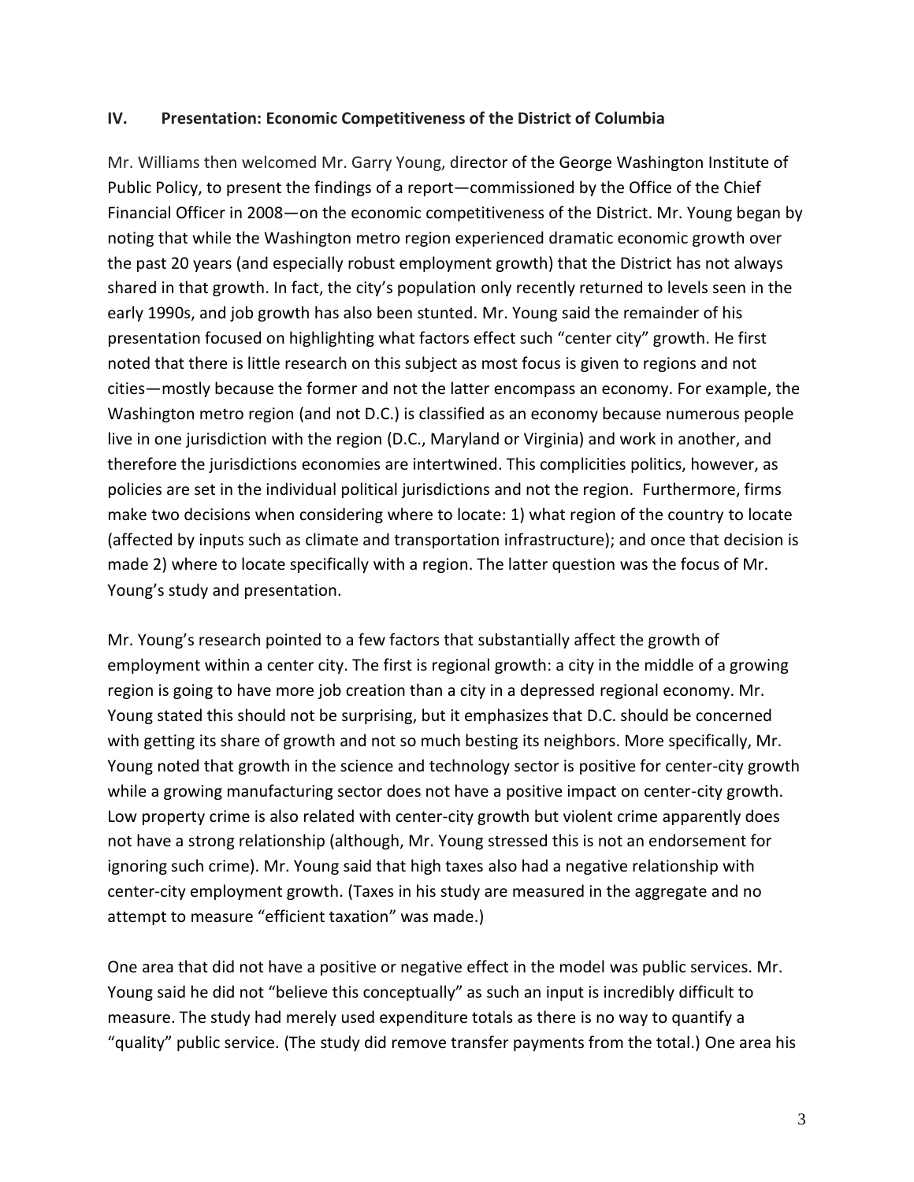### IV. Presentation: Economic Competitiveness of the District of Columbia

Mr. Williams then welcomed Mr. Garry Young, director of the George Washington Institute of Public Policy, to present the findings of a report—commissioned by the Office of the Chief Financial Officer in 2008—on the economic competitiveness of the District. Mr. Young began by noting that while the Washington metro region experienced dramatic economic growth over the past 20 years (and especially robust employment growth) that the District has not always shared in that growth. In fact, the city's population only recently returned to levels seen in the early 1990s, and job growth has also been stunted. Mr. Young said the remainder of his presentation focused on highlighting what factors effect such "center city" growth. He first noted that there is little research on this subject as most focus is given to regions and not cities—mostly because the former and not the latter encompass an economy. For example, the Washington metro region (and not D.C.) is classified as an economy because numerous people live in one jurisdiction with the region (D.C., Maryland or Virginia) and work in another, and therefore the jurisdictions economies are intertwined. This complicities politics, however, as policies are set in the individual political jurisdictions and not the region. Furthermore, firms make two decisions when considering where to locate: 1) what region of the country to locate (affected by inputs such as climate and transportation infrastructure); and once that decision is made 2) where to locate specifically with a region. The latter question was the focus of Mr. Young's study and presentation.

Mr. Young's research pointed to a few factors that substantially affect the growth of employment within a center city. The first is regional growth: a city in the middle of a growing region is going to have more job creation than a city in a depressed regional economy. Mr. Young stated this should not be surprising, but it emphasizes that D.C. should be concerned with getting its share of growth and not so much besting its neighbors. More specifically, Mr. Young noted that growth in the science and technology sector is positive for center-city growth while a growing manufacturing sector does not have a positive impact on center-city growth. Low property crime is also related with center-city growth but violent crime apparently does not have a strong relationship (although, Mr. Young stressed this is not an endorsement for ignoring such crime). Mr. Young said that high taxes also had a negative relationship with center-city employment growth. (Taxes in his study are measured in the aggregate and no attempt to measure "efficient taxation" was made.)

One area that did not have a positive or negative effect in the model was public services. Mr. Young said he did not "believe this conceptually" as such an input is incredibly difficult to measure. The study had merely used expenditure totals as there is no way to quantify a "quality" public service. (The study did remove transfer payments from the total.) One area his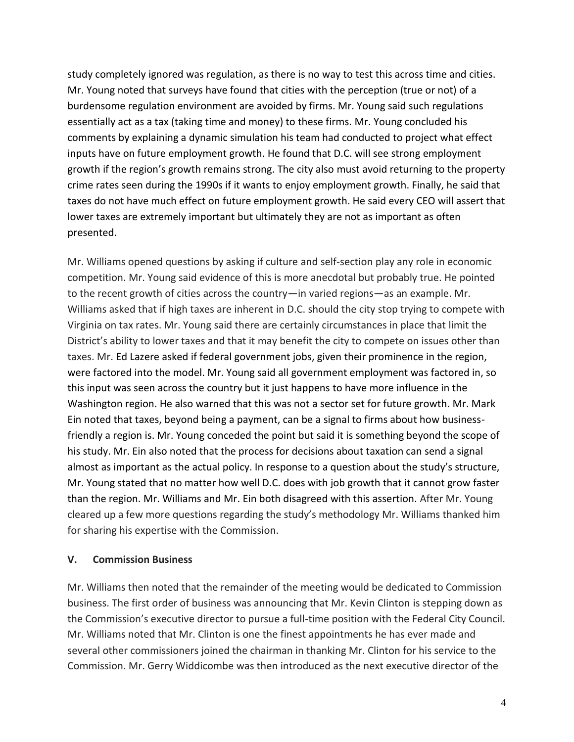study completely ignored was regulation, as there is no way to test this across time and cities. Mr. Young noted that surveys have found that cities with the perception (true or not) of a burdensome regulation environment are avoided by firms. Mr. Young said such regulations essentially act as a tax (taking time and money) to these firms. Mr. Young concluded his comments by explaining a dynamic simulation his team had conducted to project what effect inputs have on future employment growth. He found that D.C. will see strong employment growth if the region's growth remains strong. The city also must avoid returning to the property crime rates seen during the 1990s if it wants to enjoy employment growth. Finally, he said that taxes do not have much effect on future employment growth. He said every CEO will assert that lower taxes are extremely important but ultimately they are not as important as often presented.

Mr. Williams opened questions by asking if culture and self-section play any role in economic competition. Mr. Young said evidence of this is more anecdotal but probably true. He pointed to the recent growth of cities across the country—in varied regions—as an example. Mr. Williams asked that if high taxes are inherent in D.C. should the city stop trying to compete with Virginia on tax rates. Mr. Young said there are certainly circumstances in place that limit the District's ability to lower taxes and that it may benefit the city to compete on issues other than taxes. Mr. Ed Lazere asked if federal government jobs, given their prominence in the region, were factored into the model. Mr. Young said all government employment was factored in, so this input was seen across the country but it just happens to have more influence in the Washington region. He also warned that this was not a sector set for future growth. Mr. Mark Ein noted that taxes, beyond being a payment, can be a signal to firms about how business-friendly a region is. Mr. Young conceded the point but said it is something beyond the scope of his study. Mr. Ein also noted that the process for decisions about taxation can send a signal almost as important as the actual policy. In response to a question about the study's structure, Mr. Young stated that no matter how well D.C. does with job growth that it cannot grow faster than the region. Mr. Williams and Mr. Ein both disagreed with this assertion. After Mr. Young cleared up a few more questions regarding the study's methodology Mr. Williams thanked him for sharing his expertise with the Commission.

## V. Commission Business

Mr. Williams then noted that the remainder of the meeting would be dedicated to Commission business. The first order of business was announcing that Mr. Kevin Clinton is stepping down as the Commission's executive director to pursue a full-time position with the Federal City Council. Mr. Williams noted that Mr. Clinton is one the finest appointments he has ever made and several other commissioners joined the chairman in thanking Mr. Clinton for his service to the Commission. Mr. Gerry Widdicombe was then introduced as the next executive director of the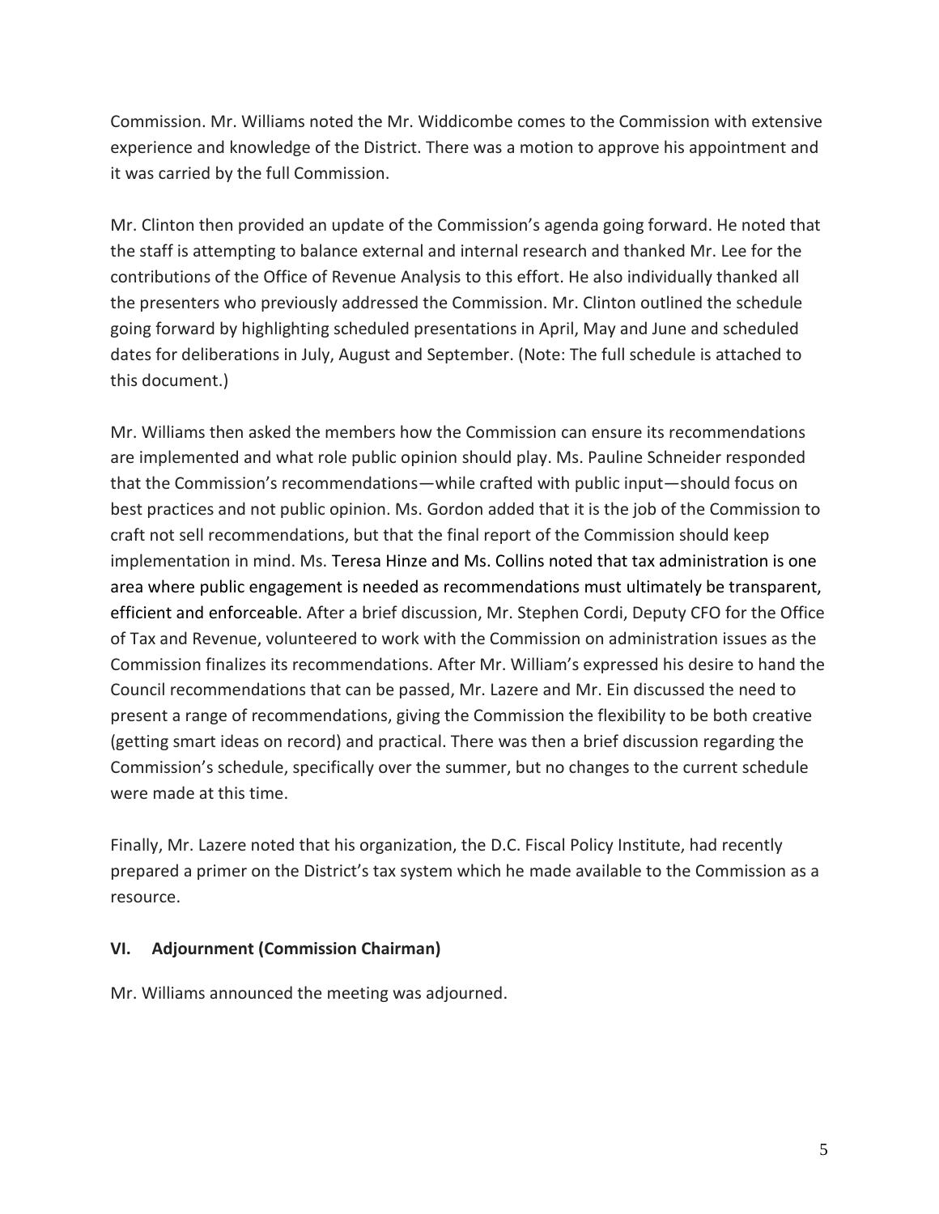Commission. Mr. Williams noted the Mr. Widdicombe comes to the Commission with extensive experience and knowledge of the District. There was a motion to approve his appointment and it was carried by the full Commission.

Mr. Clinton then provided an update of the Commission's agenda going forward. He noted that the staff is attempting to balance external and internal research and thanked Mr. Lee for the contributions of the Office of Revenue Analysis to this effort. He also individually thanked all the presenters who previously addressed the Commission. Mr. Clinton outlined the schedule going forward by highlighting scheduled presentations in April, May and June and scheduled dates for deliberations in July, August and September. (Note: The full schedule is attached to this document.)

Mr. Williams then asked the members how the Commission can ensure its recommendations are implemented and what role public opinion should play. Ms. Pauline Schneider responded that the Commission's recommendations—while crafted with public input—should focus on best practices and not public opinion. Ms. Gordon added that it is the job of the Commission to craft not sell recommendations, but that the final report of the Commission should keep implementation in mind. Ms. Teresa Hinze and Ms. Collins noted that tax administration is one area where public engagement is needed as recommendations must ultimately be transparent, efficient and enforceable. After a brief discussion, Mr. Stephen Cordi, Deputy CFO for the Office of Tax and Revenue, volunteered to work with the Commission on administration issues as the Commission finalizes its recommendations. After Mr. William's expressed his desire to hand the Council recommendations that can be passed, Mr. Lazere and Mr. Ein discussed the need to present a range of recommendations, giving the Commission the flexibility to be both creative (getting smart ideas on record) and practical. There was then a brief discussion regarding the Commission's schedule, specifically over the summer, but no changes to the current schedule were made at this time.

Finally, Mr. Lazere noted that his organization, the D.C. Fiscal Policy Institute, had recently prepared a primer on the District's tax system which he made available to the Commission as a resource.

### VI. Adjournment (Commission Chairman)

Mr. Williams announced the meeting was adjourned.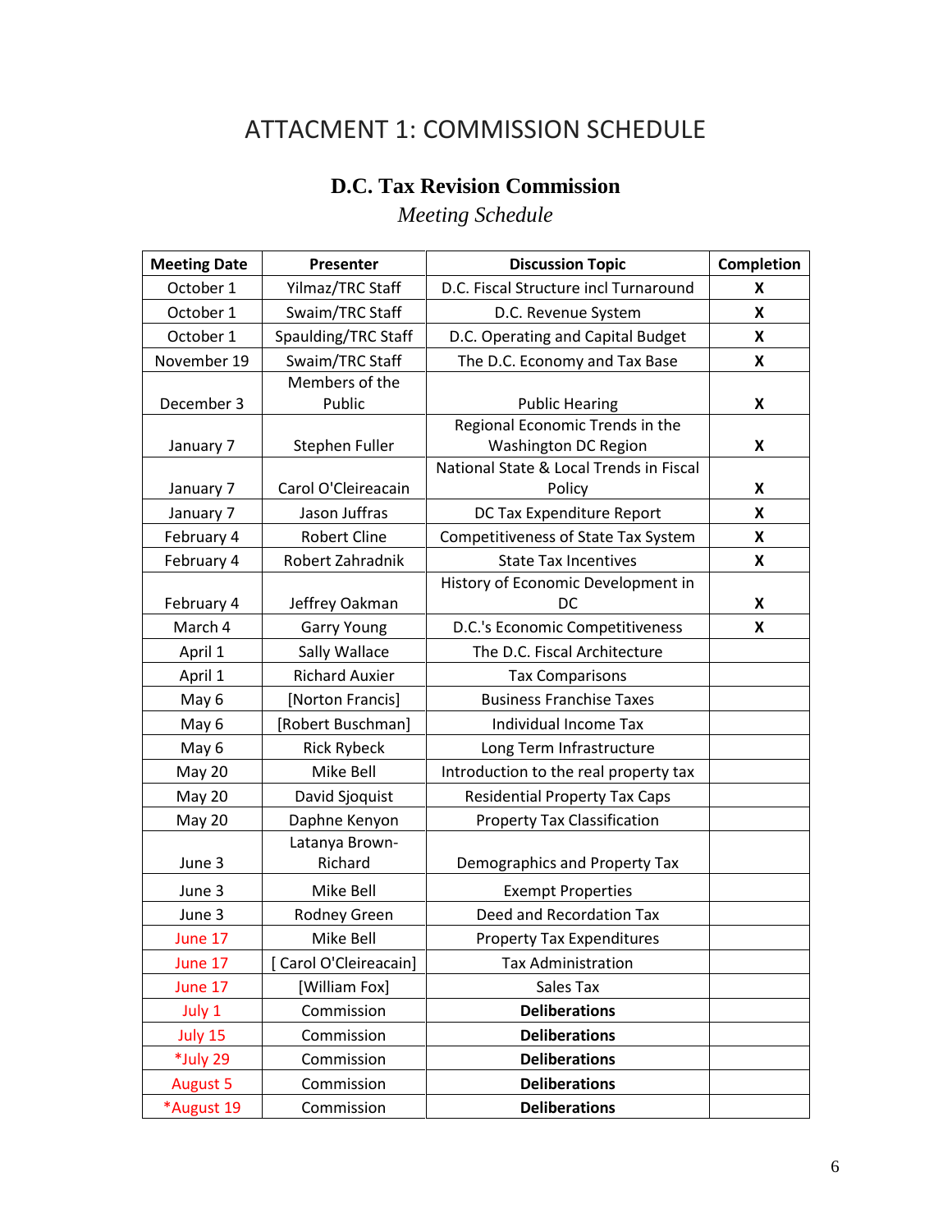# ATTACMENT 1: COMMISSION SCHEDULE

## D.C. Tax Revision Commission

*Meeting Schedule*

| Meeting Date | Presenter | Discussion Topic | Completion |
|---|---|---|---|
| October 1 | Yilmaz/TRC Staff | D.C. Fiscal Structure incl Turnaround | X |
| October 1 | Swaim/TRC Staff | D.C. Revenue System | X |
| October 1 | Spaulding/TRC Staff | D.C. Operating and Capital Budget | X |
| November 19 | Swaim/TRC Staff | The D.C. Economy and Tax Base | X |
| December 3 | Members of the Public | Public Hearing | X |
| January 7 | Stephen Fuller | Regional Economic Trends in the Washington DC Region | X |
| January 7 | Carol O'Cleireacain | National State & Local Trends in Fiscal Policy | X |
| January 7 | Jason Juffras | DC Tax Expenditure Report | X |
| February 4 | Robert Cline | Competitiveness of State Tax System | X |
| February 4 | Robert Zahradnik | State Tax Incentives | X |
| February 4 | Jeffrey Oakman | History of Economic Development in DC | X |
| March 4 | Garry Young | D.C.'s Economic Competitiveness | X |
| April 1 | Sally Wallace | The D.C. Fiscal Architecture | |
| April 1 | Richard Auxier | Tax Comparisons | |
| May 6 | [Norton Francis] | Business Franchise Taxes | |
| May 6 | [Robert Buschman] | Individual Income Tax | |
| May 6 | Rick Rybeck | Long Term Infrastructure | |
| May 20 | Mike Bell | Introduction to the real property tax | |
| May 20 | David Sjoquist | Residential Property Tax Caps | |
| May 20 | Daphne Kenyon | Property Tax Classification | |
| June 3 | Latanya Brown-Richard | Demographics and Property Tax | |
| June 3 | Mike Bell | Exempt Properties | |
| June 3 | Rodney Green | Deed and Recordation Tax | |
| June 17 | Mike Bell | Property Tax Expenditures | |
| June 17 | [ Carol O'Cleireacain] | Tax Administration | |
| June 17 | [William Fox] | Sales Tax | |
| July 1 | Commission | **Deliberations** | |
| July 15 | Commission | **Deliberations** | |
| *July 29 | Commission | **Deliberations** | |
| August 5 | Commission | **Deliberations** | |
| *August 19 | Commission | **Deliberations** | |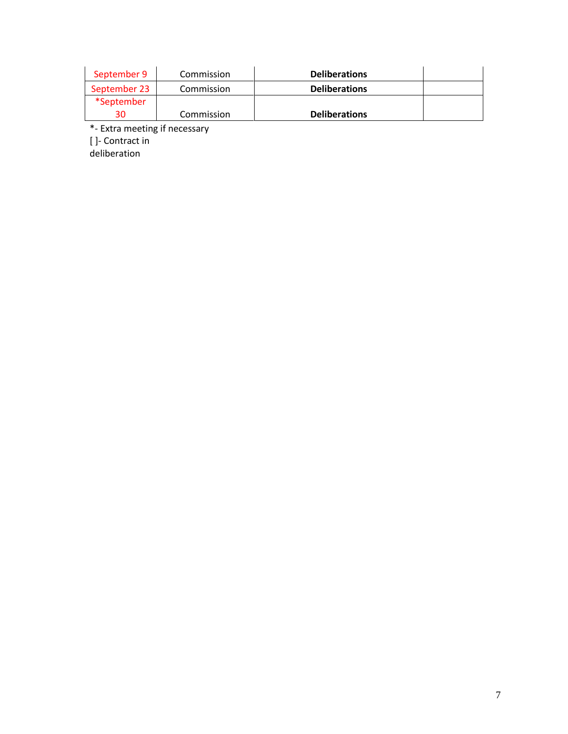| | | | |
|---|---|---|---|
| September 9 | Commission | **Deliberations** | |
| September 23 | Commission | **Deliberations** | |
| *September 30 | Commission | **Deliberations** | |

*- Extra meeting if necessary
[ ]- Contract in deliberation